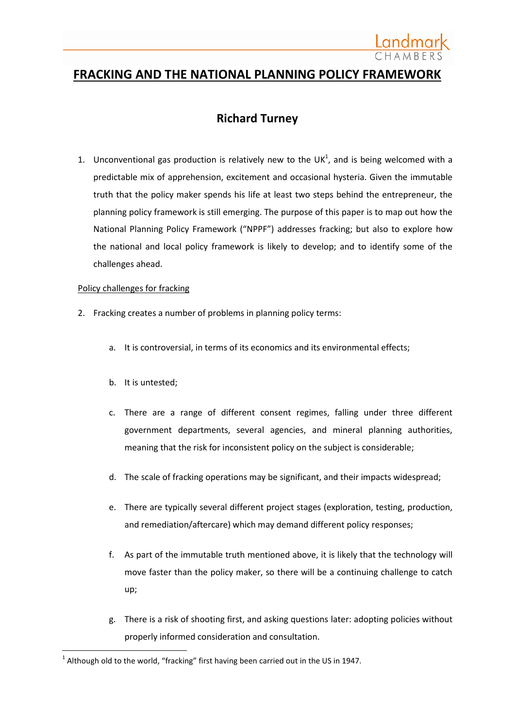# FRACKING AND THE NATIONAL PLANNING POLICY FRAMEWORK

## Richard Turney

1. Unconventional gas production is relatively new to the UK[1], and is being welcomed with a predictable mix of apprehension, excitement and occasional hysteria. Given the immutable truth that the policy maker spends his life at least two steps behind the entrepreneur, the planning policy framework is still emerging. The purpose of this paper is to map out how the National Planning Policy Framework ("NPPF") addresses fracking; but also to explore how the national and local policy framework is likely to develop; and to identify some of the challenges ahead.

Policy challenges for fracking

2. Fracking creates a number of problems in planning policy terms:

   a. It is controversial, in terms of its economics and its environmental effects;

   b. It is untested;

   c. There are a range of different consent regimes, falling under three different government departments, several agencies, and mineral planning authorities, meaning that the risk for inconsistent policy on the subject is considerable;

   d. The scale of fracking operations may be significant, and their impacts widespread;

   e. There are typically several different project stages (exploration, testing, production, and remediation/aftercare) which may demand different policy responses;

   f. As part of the immutable truth mentioned above, it is likely that the technology will move faster than the policy maker, so there will be a continuing challenge to catch up;

   g. There is a risk of shooting first, and asking questions later: adopting policies without properly informed consideration and consultation.

[1] Although old to the world, "fracking" first having been carried out in the US in 1947.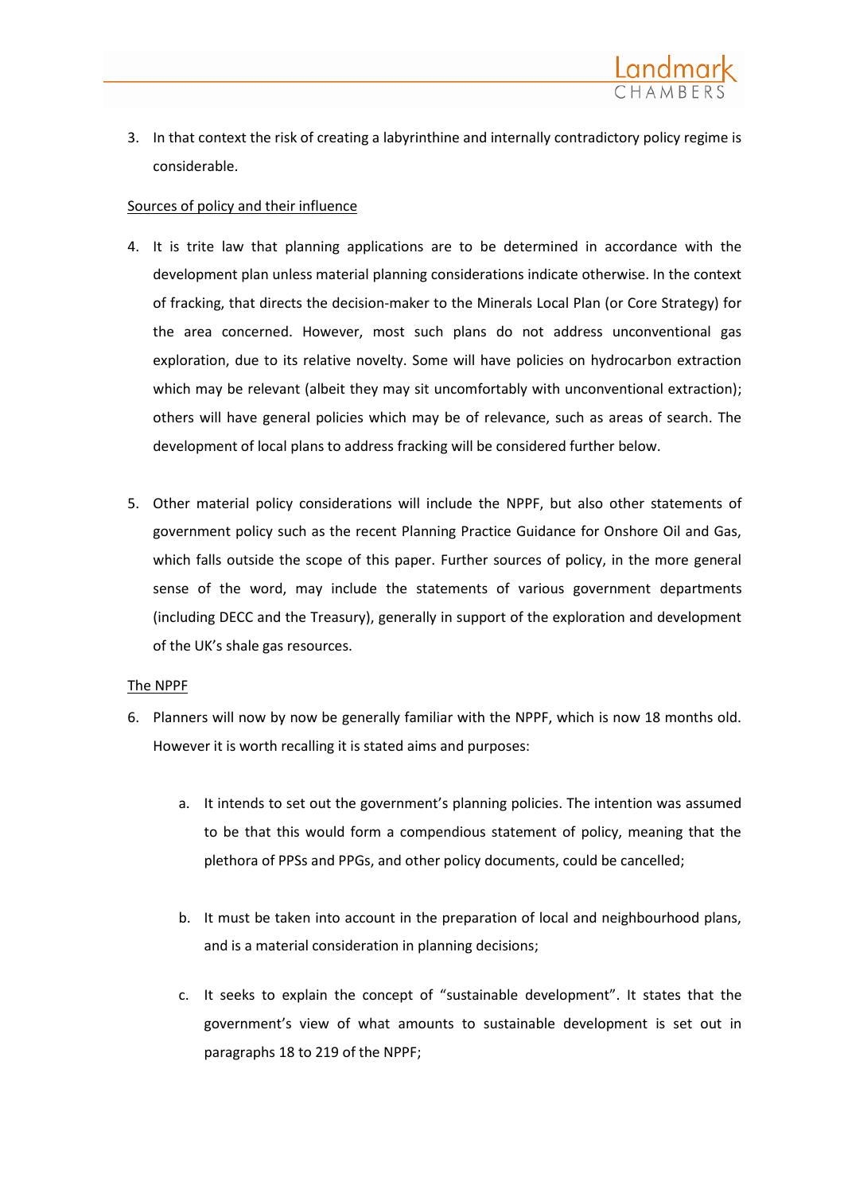3. In that context the risk of creating a labyrinthine and internally contradictory policy regime is considerable.

Sources of policy and their influence

4. It is trite law that planning applications are to be determined in accordance with the development plan unless material planning considerations indicate otherwise. In the context of fracking, that directs the decision-maker to the Minerals Local Plan (or Core Strategy) for the area concerned. However, most such plans do not address unconventional gas exploration, due to its relative novelty. Some will have policies on hydrocarbon extraction which may be relevant (albeit they may sit uncomfortably with unconventional extraction); others will have general policies which may be of relevance, such as areas of search. The development of local plans to address fracking will be considered further below.

5. Other material policy considerations will include the NPPF, but also other statements of government policy such as the recent Planning Practice Guidance for Onshore Oil and Gas, which falls outside the scope of this paper. Further sources of policy, in the more general sense of the word, may include the statements of various government departments (including DECC and the Treasury), generally in support of the exploration and development of the UK's shale gas resources.

The NPPF

6. Planners will now by now be generally familiar with the NPPF, which is now 18 months old. However it is worth recalling it is stated aims and purposes:

   a. It intends to set out the government's planning policies. The intention was assumed to be that this would form a compendious statement of policy, meaning that the plethora of PPSs and PPGs, and other policy documents, could be cancelled;

   b. It must be taken into account in the preparation of local and neighbourhood plans, and is a material consideration in planning decisions;

   c. It seeks to explain the concept of "sustainable development". It states that the government's view of what amounts to sustainable development is set out in paragraphs 18 to 219 of the NPPF;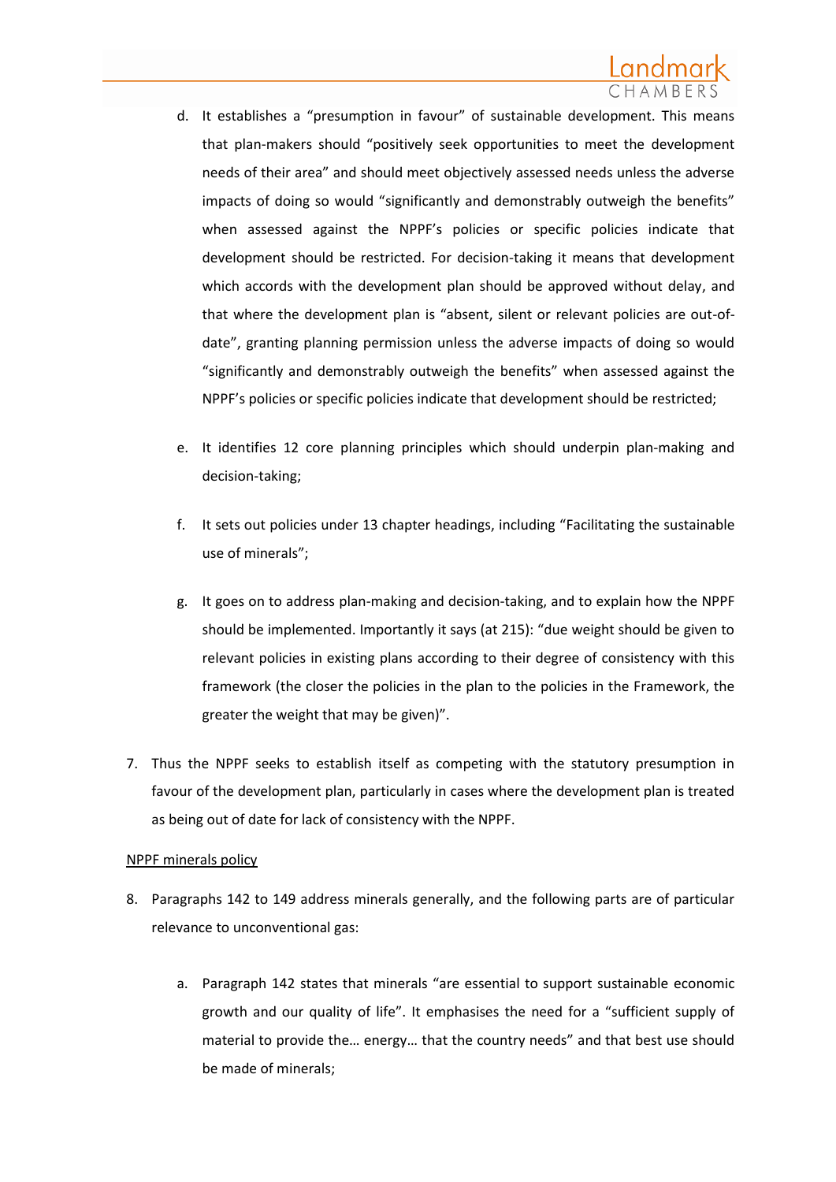d. It establishes a "presumption in favour" of sustainable development. This means that plan-makers should "positively seek opportunities to meet the development needs of their area" and should meet objectively assessed needs unless the adverse impacts of doing so would "significantly and demonstrably outweigh the benefits" when assessed against the NPPF's policies or specific policies indicate that development should be restricted. For decision-taking it means that development which accords with the development plan should be approved without delay, and that where the development plan is "absent, silent or relevant policies are out-of-date", granting planning permission unless the adverse impacts of doing so would "significantly and demonstrably outweigh the benefits" when assessed against the NPPF's policies or specific policies indicate that development should be restricted;

e. It identifies 12 core planning principles which should underpin plan-making and decision-taking;

f. It sets out policies under 13 chapter headings, including "Facilitating the sustainable use of minerals";

g. It goes on to address plan-making and decision-taking, and to explain how the NPPF should be implemented. Importantly it says (at 215): "due weight should be given to relevant policies in existing plans according to their degree of consistency with this framework (the closer the policies in the plan to the policies in the Framework, the greater the weight that may be given)".

7. Thus the NPPF seeks to establish itself as competing with the statutory presumption in favour of the development plan, particularly in cases where the development plan is treated as being out of date for lack of consistency with the NPPF.

<u>NPPF minerals policy</u>

8. Paragraphs 142 to 149 address minerals generally, and the following parts are of particular relevance to unconventional gas:

   a. Paragraph 142 states that minerals "are essential to support sustainable economic growth and our quality of life". It emphasises the need for a "sufficient supply of material to provide the… energy… that the country needs" and that best use should be made of minerals;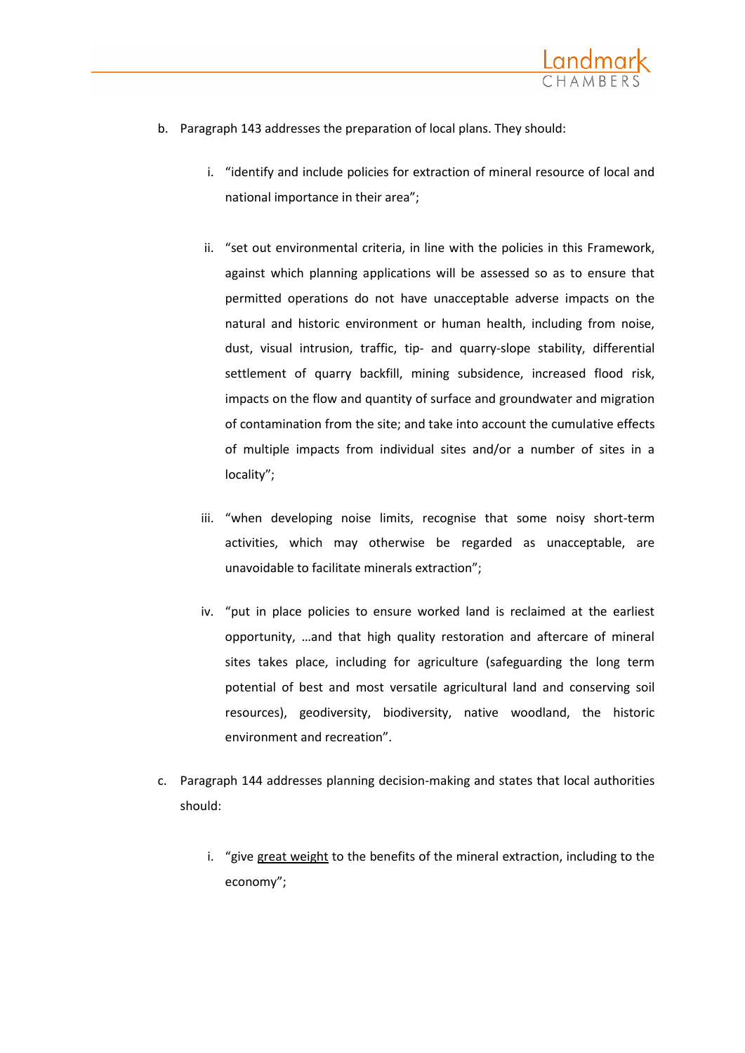b. Paragraph 143 addresses the preparation of local plans. They should:

   i. "identify and include policies for extraction of mineral resource of local and national importance in their area";

   ii. "set out environmental criteria, in line with the policies in this Framework, against which planning applications will be assessed so as to ensure that permitted operations do not have unacceptable adverse impacts on the natural and historic environment or human health, including from noise, dust, visual intrusion, traffic, tip- and quarry-slope stability, differential settlement of quarry backfill, mining subsidence, increased flood risk, impacts on the flow and quantity of surface and groundwater and migration of contamination from the site; and take into account the cumulative effects of multiple impacts from individual sites and/or a number of sites in a locality";

   iii. "when developing noise limits, recognise that some noisy short-term activities, which may otherwise be regarded as unacceptable, are unavoidable to facilitate minerals extraction";

   iv. "put in place policies to ensure worked land is reclaimed at the earliest opportunity, …and that high quality restoration and aftercare of mineral sites takes place, including for agriculture (safeguarding the long term potential of best and most versatile agricultural land and conserving soil resources), geodiversity, biodiversity, native woodland, the historic environment and recreation".

c. Paragraph 144 addresses planning decision-making and states that local authorities should:

   i. "give great weight to the benefits of the mineral extraction, including to the economy";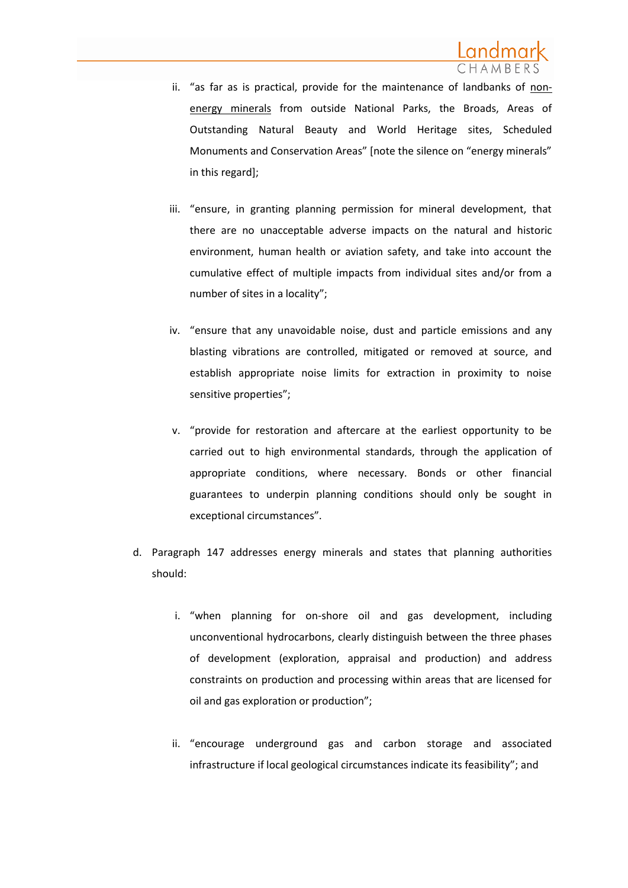ii. "as far as is practical, provide for the maintenance of landbanks of <u>non-energy minerals</u> from outside National Parks, the Broads, Areas of Outstanding Natural Beauty and World Heritage sites, Scheduled Monuments and Conservation Areas" [note the silence on "energy minerals" in this regard];

   iii. "ensure, in granting planning permission for mineral development, that there are no unacceptable adverse impacts on the natural and historic environment, human health or aviation safety, and take into account the cumulative effect of multiple impacts from individual sites and/or from a number of sites in a locality";

   iv. "ensure that any unavoidable noise, dust and particle emissions and any blasting vibrations are controlled, mitigated or removed at source, and establish appropriate noise limits for extraction in proximity to noise sensitive properties";

   v. "provide for restoration and aftercare at the earliest opportunity to be carried out to high environmental standards, through the application of appropriate conditions, where necessary. Bonds or other financial guarantees to underpin planning conditions should only be sought in exceptional circumstances".

d. Paragraph 147 addresses energy minerals and states that planning authorities should:

   i. "when planning for on-shore oil and gas development, including unconventional hydrocarbons, clearly distinguish between the three phases of development (exploration, appraisal and production) and address constraints on production and processing within areas that are licensed for oil and gas exploration or production";

   ii. "encourage underground gas and carbon storage and associated infrastructure if local geological circumstances indicate its feasibility"; and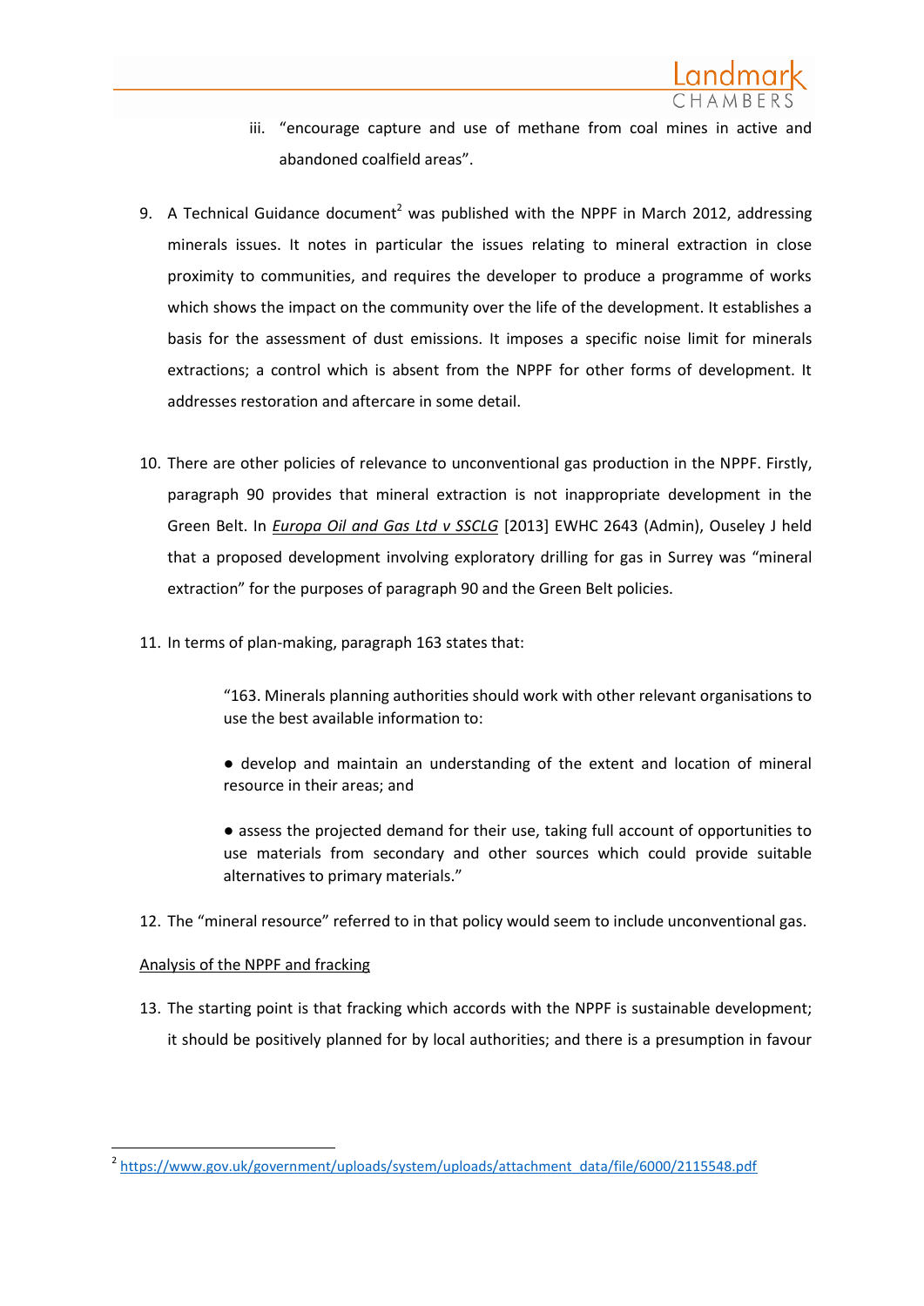iii. "encourage capture and use of methane from coal mines in active and abandoned coalfield areas".

9. A Technical Guidance document[2] was published with the NPPF in March 2012, addressing minerals issues. It notes in particular the issues relating to mineral extraction in close proximity to communities, and requires the developer to produce a programme of works which shows the impact on the community over the life of the development. It establishes a basis for the assessment of dust emissions. It imposes a specific noise limit for minerals extractions; a control which is absent from the NPPF for other forms of development. It addresses restoration and aftercare in some detail.

10. There are other policies of relevance to unconventional gas production in the NPPF. Firstly, paragraph 90 provides that mineral extraction is not inappropriate development in the Green Belt. In *Europa Oil and Gas Ltd v SSCLG* [2013] EWHC 2643 (Admin), Ouseley J held that a proposed development involving exploratory drilling for gas in Surrey was "mineral extraction" for the purposes of paragraph 90 and the Green Belt policies.

11. In terms of plan-making, paragraph 163 states that:

> "163. Minerals planning authorities should work with other relevant organisations to use the best available information to:
>
> ● develop and maintain an understanding of the extent and location of mineral resource in their areas; and
>
> ● assess the projected demand for their use, taking full account of opportunities to use materials from secondary and other sources which could provide suitable alternatives to primary materials."

12. The "mineral resource" referred to in that policy would seem to include unconventional gas.

Analysis of the NPPF and fracking

13. The starting point is that fracking which accords with the NPPF is sustainable development; it should be positively planned for by local authorities; and there is a presumption in favour

[2] https://www.gov.uk/government/uploads/system/uploads/attachment_data/file/6000/2115548.pdf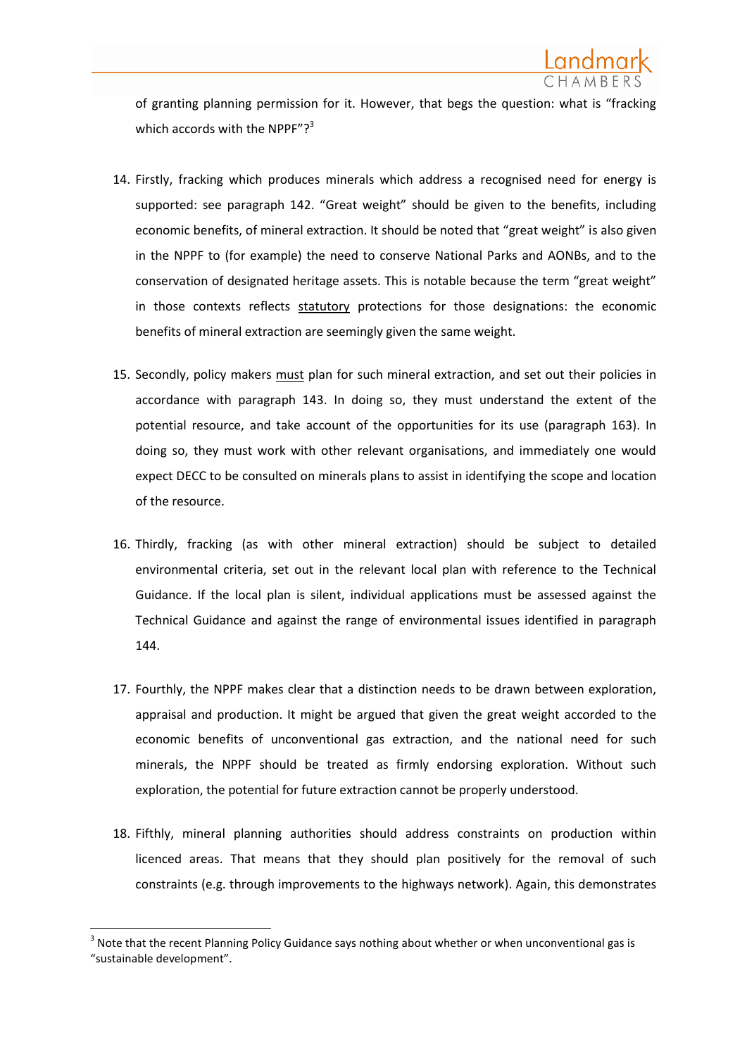of granting planning permission for it. However, that begs the question: what is "fracking which accords with the NPPF"?[3]

14. Firstly, fracking which produces minerals which address a recognised need for energy is supported: see paragraph 142. "Great weight" should be given to the benefits, including economic benefits, of mineral extraction. It should be noted that "great weight" is also given in the NPPF to (for example) the need to conserve National Parks and AONBs, and to the conservation of designated heritage assets. This is notable because the term "great weight" in those contexts reflects <u>statutory</u> protections for those designations: the economic benefits of mineral extraction are seemingly given the same weight.

15. Secondly, policy makers <u>must</u> plan for such mineral extraction, and set out their policies in accordance with paragraph 143. In doing so, they must understand the extent of the potential resource, and take account of the opportunities for its use (paragraph 163). In doing so, they must work with other relevant organisations, and immediately one would expect DECC to be consulted on minerals plans to assist in identifying the scope and location of the resource.

16. Thirdly, fracking (as with other mineral extraction) should be subject to detailed environmental criteria, set out in the relevant local plan with reference to the Technical Guidance. If the local plan is silent, individual applications must be assessed against the Technical Guidance and against the range of environmental issues identified in paragraph 144.

17. Fourthly, the NPPF makes clear that a distinction needs to be drawn between exploration, appraisal and production. It might be argued that given the great weight accorded to the economic benefits of unconventional gas extraction, and the national need for such minerals, the NPPF should be treated as firmly endorsing exploration. Without such exploration, the potential for future extraction cannot be properly understood.

18. Fifthly, mineral planning authorities should address constraints on production within licenced areas. That means that they should plan positively for the removal of such constraints (e.g. through improvements to the highways network). Again, this demonstrates

---

[3] Note that the recent Planning Policy Guidance says nothing about whether or when unconventional gas is "sustainable development".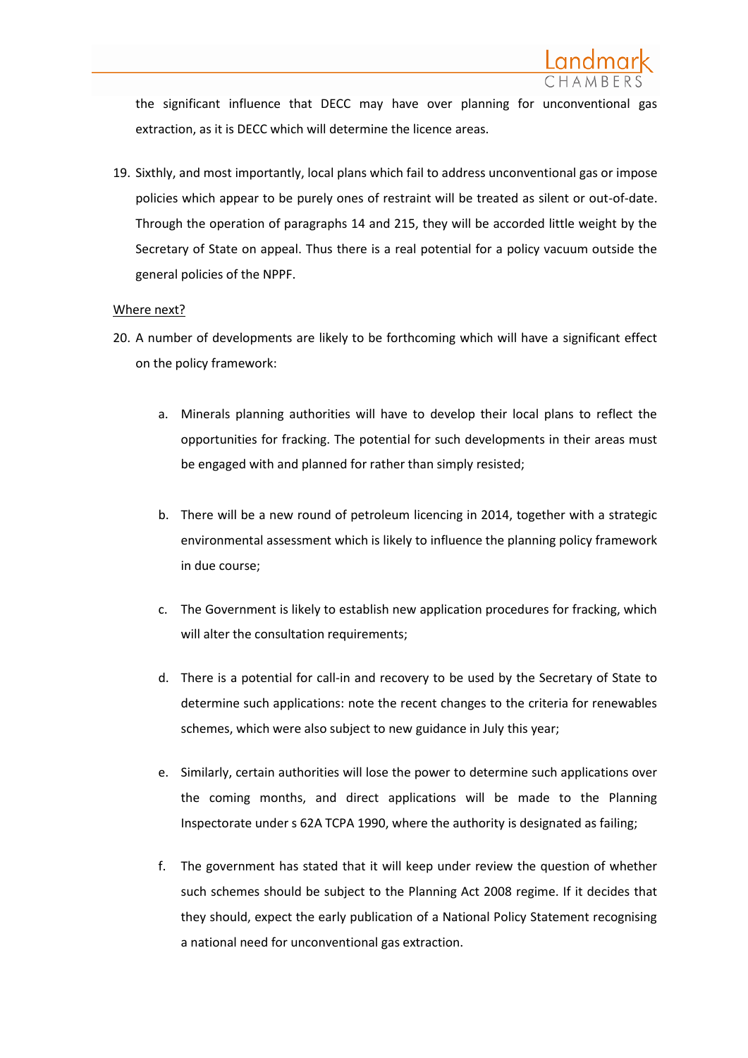the significant influence that DECC may have over planning for unconventional gas extraction, as it is DECC which will determine the licence areas.

19. Sixthly, and most importantly, local plans which fail to address unconventional gas or impose policies which appear to be purely ones of restraint will be treated as silent or out-of-date. Through the operation of paragraphs 14 and 215, they will be accorded little weight by the Secretary of State on appeal. Thus there is a real potential for a policy vacuum outside the general policies of the NPPF.

<u>Where next?</u>

20. A number of developments are likely to be forthcoming which will have a significant effect on the policy framework:

    a. Minerals planning authorities will have to develop their local plans to reflect the opportunities for fracking. The potential for such developments in their areas must be engaged with and planned for rather than simply resisted;

    b. There will be a new round of petroleum licencing in 2014, together with a strategic environmental assessment which is likely to influence the planning policy framework in due course;

    c. The Government is likely to establish new application procedures for fracking, which will alter the consultation requirements;

    d. There is a potential for call-in and recovery to be used by the Secretary of State to determine such applications: note the recent changes to the criteria for renewables schemes, which were also subject to new guidance in July this year;

    e. Similarly, certain authorities will lose the power to determine such applications over the coming months, and direct applications will be made to the Planning Inspectorate under s 62A TCPA 1990, where the authority is designated as failing;

    f. The government has stated that it will keep under review the question of whether such schemes should be subject to the Planning Act 2008 regime. If it decides that they should, expect the early publication of a National Policy Statement recognising a national need for unconventional gas extraction.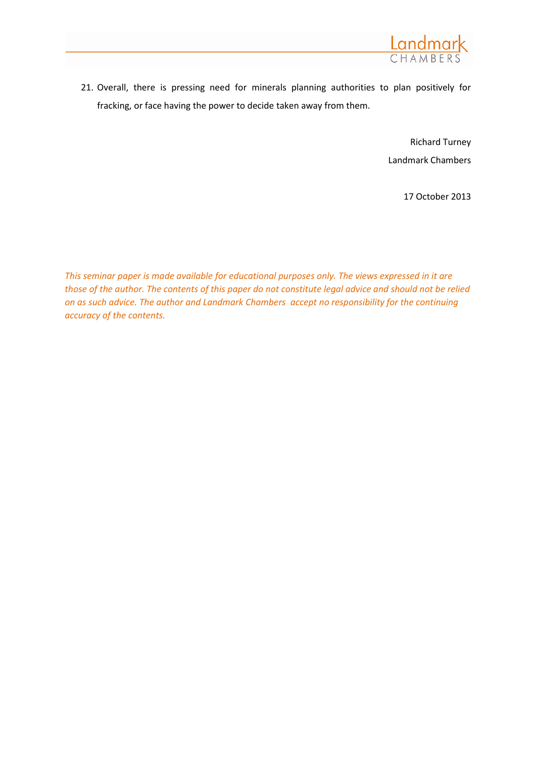21. Overall, there is pressing need for minerals planning authorities to plan positively for fracking, or face having the power to decide taken away from them.

Richard Turney

Landmark Chambers

17 October 2013

*This seminar paper is made available for educational purposes only. The views expressed in it are those of the author. The contents of this paper do not constitute legal advice and should not be relied on as such advice. The author and Landmark Chambers accept no responsibility for the continuing accuracy of the contents.*